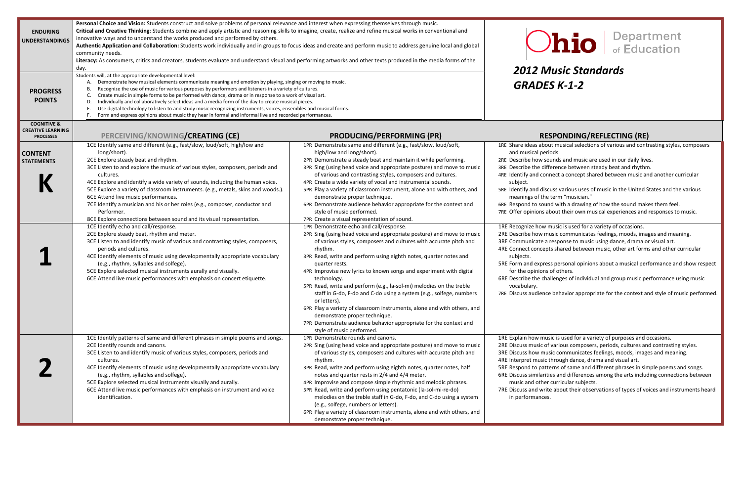# Ohio Department of Education

## *2012 Music Standards*
## *GRADES K-1-2*

| | |
|---|---|
| **ENDURING UNDERSTANDINGS** | **Personal Choice and Vision:** Students construct and solve problems of personal relevance and interest when expressing themselves through music.<br>**Critical and Creative Thinking**: Students combine and apply artistic and reasoning skills to imagine, create, realize and refine musical works in conventional and innovative ways and to understand the works produced and performed by others.<br>**Authentic Application and Collaboration:** Students work individually and in groups to focus ideas and create and perform music to address genuine local and global community needs.<br>**Literacy:** As consumers, critics and creators, students evaluate and understand visual and performing artworks and other texts produced in the media forms of the day. |
| **PROGRESS POINTS** | Students will, at the appropriate developmental level:<br>A. Demonstrate how musical elements communicate meaning and emotion by playing, singing or moving to music.<br>B. Recognize the use of music for various purposes by performers and listeners in a variety of cultures.<br>C. Create music in simple forms to be performed with dance, drama or in response to a work of visual art.<br>D. Individually and collaboratively select ideas and a media form of the day to create musical pieces.<br>E. Use digital technology to listen to and study music recognizing instruments, voices, ensembles and musical forms.<br>F. Form and express opinions about music they hear in formal and informal live and recorded performances. |

| **COGNITIVE & CREATIVE LEARNING PROCESSES** | **PERCEIVING/KNOWING/CREATING (CE)** | **PRODUCING/PERFORMING (PR)** | **RESPONDING/REFLECTING (RE)** |
|---|---|---|---|
| **CONTENT STATEMENTS**<br><br>**K** | 1CE Identify same and different (e.g., fast/slow, loud/soft, high/low and long/short).<br>2CE Explore steady beat and rhythm.<br>3CE Listen to and explore the music of various styles, composers, periods and cultures.<br>4CE Explore and identify a wide variety of sounds, including the human voice.<br>5CE Explore a variety of classroom instruments. (e.g., metals, skins and woods.).<br>6CE Attend live music performances.<br>7CE Identify a musician and his or her roles (e.g., composer, conductor and Performer.<br>8CE Explore connections between sound and its visual representation. | 1PR Demonstrate same and different (e.g., fast/slow, loud/soft, high/low and long/short).<br>2PR Demonstrate a steady beat and maintain it while performing.<br>3PR Sing (using head voice and appropriate posture) and move to music of various and contrasting styles, composers and cultures.<br>4PR Create a wide variety of vocal and instrumental sounds.<br>5PR Play a variety of classroom instrument, alone and with others, and demonstrate proper technique.<br>6PR Demonstrate audience behavior appropriate for the context and style of music performed.<br>7PR Create a visual representation of sound. | 1RE Share ideas about musical selections of various and contrasting styles, composers and musical periods.<br>2RE Describe how sounds and music are used in our daily lives.<br>3RE Describe the difference between steady beat and rhythm.<br>4RE Identify and connect a concept shared between music and another curricular subject.<br>5RE Identify and discuss various uses of music in the United States and the various meanings of the term "musician."<br>6RE Respond to sound with a drawing of how the sound makes them feel.<br>7RE Offer opinions about their own musical experiences and responses to music. |
| **1** | 1CE Identify echo and call/response.<br>2CE Explore steady beat, rhythm and meter.<br>3CE Listen to and identify music of various and contrasting styles, composers, periods and cultures.<br>4CE Identify elements of music using developmentally appropriate vocabulary (e.g., rhythm, syllables and solfege).<br>5CE Explore selected musical instruments aurally and visually.<br>6CE Attend live music performances with emphasis on concert etiquette. | 1PR Demonstrate echo and call/response.<br>2PR Sing (using head voice and appropriate posture) and move to music of various styles, composers and cultures with accurate pitch and rhythm.<br>3PR Read, write and perform using eighth notes, quarter notes and quarter rests.<br>4PR Improvise new lyrics to known songs and experiment with digital technology.<br>5PR Read, write and perform (e.g., la-sol-mi) melodies on the treble staff in G-do, F-do and C-do using a system (e.g., solfege, numbers or letters).<br>6PR Play a variety of classroom instruments, alone and with others, and demonstrate proper technique.<br>7PR Demonstrate audience behavior appropriate for the context and style of music performed. | 1RE Recognize how music is used for a variety of occasions.<br>2RE Describe how music communicates feelings, moods, images and meaning.<br>3RE Communicate a response to music using dance, drama or visual art.<br>4RE Connect concepts shared between music, other art forms and other curricular subjects.<br>5RE Form and express personal opinions about a musical performance and show respect for the opinions of others.<br>6RE Describe the challenges of individual and group music performance using music vocabulary.<br>7RE Discuss audience behavior appropriate for the context and style of music performed. |
| **2** | 1CE Identify patterns of same and different phrases in simple poems and songs.<br>2CE Identify rounds and canons.<br>3CE Listen to and identify music of various styles, composers, periods and cultures.<br>4CE Identify elements of music using developmentally appropriate vocabulary (e.g., rhythm, syllables and solfege).<br>5CE Explore selected musical instruments visually and aurally.<br>6CE Attend live music performances with emphasis on instrument and voice identification. | 1PR Demonstrate rounds and canons.<br>2PR Sing (using head voice and appropriate posture) and move to music of various styles, composers and cultures with accurate pitch and rhythm.<br>3PR Read, write and perform using eighth notes, quarter notes, half notes and quarter rests in 2/4 and 4/4 meter.<br>4PR Improvise and compose simple rhythmic and melodic phrases.<br>5PR Read, write and perform using pentatonic (la-sol-mi-re-do) melodies on the treble staff in G-do, F-do, and C-do using a system (e.g., solfege, numbers or letters).<br>6PR Play a variety of classroom instruments, alone and with others, and demonstrate proper technique. | 1RE Explain how music is used for a variety of purposes and occasions.<br>2RE Discuss music of various composers, periods, cultures and contrasting styles.<br>3RE Discuss how music communicates feelings, moods, images and meaning.<br>4RE Interpret music through dance, drama and visual art.<br>5RE Respond to patterns of same and different phrases in simple poems and songs.<br>6RE Discuss similarities and differences among the arts including connections between music and other curricular subjects.<br>7RE Discuss and write about their observations of types of voices and instruments heard in performances. |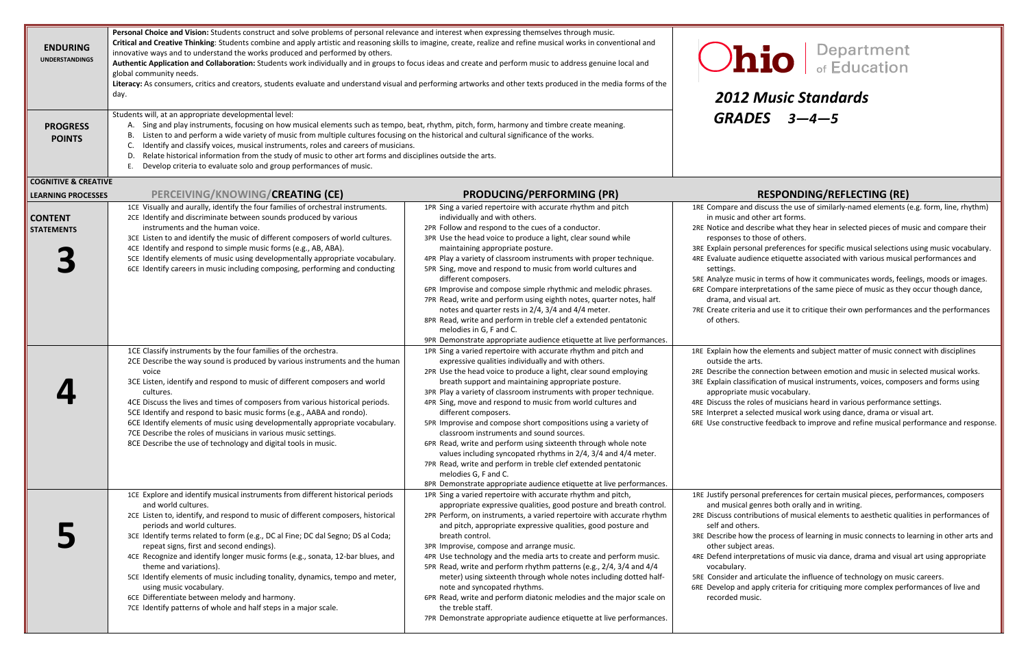# Ohio Department of Education

## 2012 Music Standards

## GRADES 3—4—5

**ENDURING UNDERSTANDINGS**

**Personal Choice and Vision:** Students construct and solve problems of personal relevance and interest when expressing themselves through music.

**Critical and Creative Thinking**: Students combine and apply artistic and reasoning skills to imagine, create, realize and refine musical works in conventional and innovative ways and to understand the works produced and performed by others.

**Authentic Application and Collaboration:** Students work individually and in groups to focus ideas and create and perform music to address genuine local and global community needs.

**Literacy:** As consumers, critics and creators, students evaluate and understand visual and performing artworks and other texts produced in the media forms of the day.

**PROGRESS POINTS**

Students will, at an appropriate developmental level:

A. Sing and play instruments, focusing on how musical elements such as tempo, beat, rhythm, pitch, form, harmony and timbre create meaning.
B. Listen to and perform a wide variety of music from multiple cultures focusing on the historical and cultural significance of the works.
C. Identify and classify voices, musical instruments, roles and careers of musicians.
D. Relate historical information from the study of music to other art forms and disciplines outside the arts.
E. Develop criteria to evaluate solo and group performances of music.

| COGNITIVE & CREATIVE LEARNING PROCESSES / CONTENT STATEMENTS | PERCEIVING/KNOWING/CREATING (CE) | PRODUCING/PERFORMING (PR) | RESPONDING/REFLECTING (RE) |
|---|---|---|---|
| **3** | 1CE Visually and aurally, identify the four families of orchestral instruments.<br>2CE Identify and discriminate between sounds produced by various instruments and the human voice.<br>3CE Listen to and identify the music of different composers of world cultures.<br>4CE Identify and respond to simple music forms (e.g., AB, ABA).<br>5CE Identify elements of music using developmentally appropriate vocabulary.<br>6CE Identify careers in music including composing, performing and conducting | 1PR Sing a varied repertoire with accurate rhythm and pitch individually and with others.<br>2PR Follow and respond to the cues of a conductor.<br>3PR Use the head voice to produce a light, clear sound while maintaining appropriate posture.<br>4PR Play a variety of classroom instruments with proper technique.<br>5PR Sing, move and respond to music from world cultures and different composers.<br>6PR Improvise and compose simple rhythmic and melodic phrases.<br>7PR Read, write and perform using eighth notes, quarter notes, half notes and quarter rests in 2/4, 3/4 and 4/4 meter.<br>8PR Read, write and perform in treble clef a extended pentatonic melodies in G, F and C.<br>9PR Demonstrate appropriate audience etiquette at live performances. | 1RE Compare and discuss the use of similarly-named elements (e.g. form, line, rhythm) in music and other art forms.<br>2RE Notice and describe what they hear in selected pieces of music and compare their responses to those of others.<br>3RE Explain personal preferences for specific musical selections using music vocabulary.<br>4RE Evaluate audience etiquette associated with various musical performances and settings.<br>5RE Analyze music in terms of how it communicates words, feelings, moods or images.<br>6RE Compare interpretations of the same piece of music as they occur though dance, drama, and visual art.<br>7RE Create criteria and use it to critique their own performances and the performances of others. |
| **4** | 1CE Classify instruments by the four families of the orchestra.<br>2CE Describe the way sound is produced by various instruments and the human voice<br>3CE Listen, identify and respond to music of different composers and world cultures.<br>4CE Discuss the lives and times of composers from various historical periods.<br>5CE Identify and respond to basic music forms (e.g., AABA and rondo).<br>6CE Identify elements of music using developmentally appropriate vocabulary.<br>7CE Describe the roles of musicians in various music settings.<br>8CE Describe the use of technology and digital tools in music. | 1PR Sing a varied repertoire with accurate rhythm and pitch and expressive qualities individually and with others.<br>2PR Use the head voice to produce a light, clear sound employing breath support and maintaining appropriate posture.<br>3PR Play a variety of classroom instruments with proper technique.<br>4PR Sing, move and respond to music from world cultures and different composers.<br>5PR Improvise and compose short compositions using a variety of classroom instruments and sound sources.<br>6PR Read, write and perform using sixteenth through whole note values including syncopated rhythms in 2/4, 3/4 and 4/4 meter.<br>7PR Read, write and perform in treble clef extended pentatonic melodies G, F and C.<br>8PR Demonstrate appropriate audience etiquette at live performances. | 1RE Explain how the elements and subject matter of music connect with disciplines outside the arts.<br>2RE Describe the connection between emotion and music in selected musical works.<br>3RE Explain classification of musical instruments, voices, composers and forms using appropriate music vocabulary.<br>4RE Discuss the roles of musicians heard in various performance settings.<br>5RE Interpret a selected musical work using dance, drama or visual art.<br>6RE Use constructive feedback to improve and refine musical performance and response. |
| **5** | 1CE Explore and identify musical instruments from different historical periods and world cultures.<br>2CE Listen to, identify, and respond to music of different composers, historical periods and world cultures.<br>3CE Identify terms related to form (e.g., DC al Fine; DC dal Segno; DS al Coda; repeat signs, first and second endings).<br>4CE Recognize and identify longer music forms (e.g., sonata, 12-bar blues, and theme and variations).<br>5CE Identify elements of music including tonality, dynamics, tempo and meter, using music vocabulary.<br>6CE Differentiate between melody and harmony.<br>7CE Identify patterns of whole and half steps in a major scale. | 1PR Sing a varied repertoire with accurate rhythm and pitch, appropriate expressive qualities, good posture and breath control.<br>2PR Perform, on instruments, a varied repertoire with accurate rhythm and pitch, appropriate expressive qualities, good posture and breath control.<br>3PR Improvise, compose and arrange music.<br>4PR Use technology and the media arts to create and perform music.<br>5PR Read, write and perform rhythm patterns (e.g., 2/4, 3/4 and 4/4 meter) using sixteenth through whole notes including dotted half-note and syncopated rhythms.<br>6PR Read, write and perform diatonic melodies and the major scale on the treble staff.<br>7PR Demonstrate appropriate audience etiquette at live performances. | 1RE Justify personal preferences for certain musical pieces, performances, composers and musical genres both orally and in writing.<br>2RE Discuss contributions of musical elements to aesthetic qualities in performances of self and others.<br>3RE Describe how the process of learning in music connects to learning in other arts and other subject areas.<br>4RE Defend interpretations of music via dance, drama and visual art using appropriate vocabulary.<br>5RE Consider and articulate the influence of technology on music careers.<br>6RE Develop and apply criteria for critiquing more complex performances of live and recorded music. |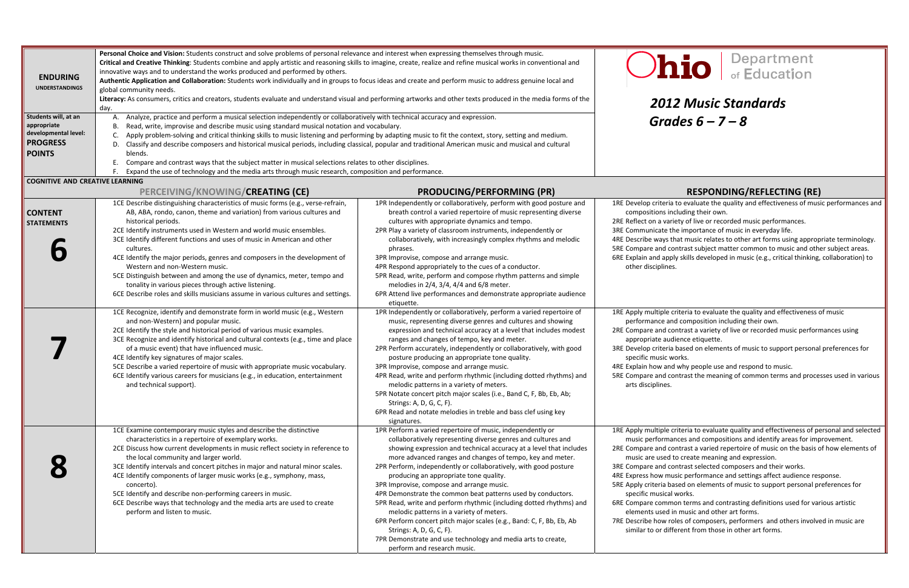# Ohio Department of Education

## 2012 Music Standards Grades 6 – 7 – 8

**ENDURING UNDERSTANDINGS**

**Personal Choice and Vision:** Students construct and solve problems of personal relevance and interest when expressing themselves through music.
**Critical and Creative Thinking**: Students combine and apply artistic and reasoning skills to imagine, create, realize and refine musical works in conventional and innovative ways and to understand the works produced and performed by others.
**Authentic Application and Collaboration:** Students work individually and in groups to focus ideas and create and perform music to address genuine local and global community needs.
**Literacy:** As consumers, critics and creators, students evaluate and understand visual and performing artworks and other texts produced in the media forms of the day.

**Students will, at an appropriate developmental level: PROGRESS POINTS**

A. Analyze, practice and perform a musical selection independently or collaboratively with technical accuracy and expression.
B. Read, write, improvise and describe music using standard musical notation and vocabulary.
C. Apply problem-solving and critical thinking skills to music listening and performing by adapting music to fit the context, story, setting and medium.
D. Classify and describe composers and historical musical periods, including classical, popular and traditional American music and musical and cultural blends.
E. Compare and contrast ways that the subject matter in musical selections relates to other disciplines.
F. Expand the use of technology and the media arts through music research, composition and performance.

**COGNITIVE AND CREATIVE LEARNING**

| CONTENT STATEMENTS | PERCEIVING/KNOWING/CREATING (CE) | PRODUCING/PERFORMING (PR) | RESPONDING/REFLECTING (RE) |
|---|---|---|---|
| **6** | 1CE Describe distinguishing characteristics of music forms (e.g., verse-refrain, AB, ABA, rondo, canon, theme and variation) from various cultures and historical periods.<br>2CE Identify instruments used in Western and world music ensembles.<br>3CE Identify different functions and uses of music in American and other cultures.<br>4CE Identify the major periods, genres and composers in the development of Western and non-Western music.<br>5CE Distinguish between and among the use of dynamics, meter, tempo and tonality in various pieces through active listening.<br>6CE Describe roles and skills musicians assume in various cultures and settings. | 1PR Independently or collaboratively, perform with good posture and breath control a varied repertoire of music representing diverse cultures with appropriate dynamics and tempo.<br>2PR Play a variety of classroom instruments, independently or collaboratively, with increasingly complex rhythms and melodic phrases.<br>3PR Improvise, compose and arrange music.<br>4PR Respond appropriately to the cues of a conductor.<br>5PR Read, write, perform and compose rhythm patterns and simple melodies in 2/4, 3/4, 4/4 and 6/8 meter.<br>6PR Attend live performances and demonstrate appropriate audience etiquette. | 1RE Develop criteria to evaluate the quality and effectiveness of music performances and compositions including their own.<br>2RE Reflect on a variety of live or recorded music performances.<br>3RE Communicate the importance of music in everyday life.<br>4RE Describe ways that music relates to other art forms using appropriate terminology.<br>5RE Compare and contrast subject matter common to music and other subject areas.<br>6RE Explain and apply skills developed in music (e.g., critical thinking, collaboration) to other disciplines. |
| **7** | 1CE Recognize, identify and demonstrate form in world music (e.g., Western and non-Western) and popular music.<br>2CE Identify the style and historical period of various music examples.<br>3CE Recognize and identify historical and cultural contexts (e.g., time and place of a music event) that have influenced music.<br>4CE Identify key signatures of major scales.<br>5CE Describe a varied repertoire of music with appropriate music vocabulary.<br>6CE Identify various careers for musicians (e.g., in education, entertainment and technical support). | 1PR Independently or collaboratively, perform a varied repertoire of music, representing diverse genres and cultures and showing expression and technical accuracy at a level that includes modest ranges and changes of tempo, key and meter.<br>2PR Perform accurately, independently or collaboratively, with good posture producing an appropriate tone quality.<br>3PR Improvise, compose and arrange music.<br>4PR Read, write and perform rhythmic (including dotted rhythms) and melodic patterns in a variety of meters.<br>5PR Notate concert pitch major scales (i.e., Band C, F, Bb, Eb, Ab; Strings: A, D, G, C, F).<br>6PR Read and notate melodies in treble and bass clef using key signatures. | 1RE Apply multiple criteria to evaluate the quality and effectiveness of music performance and composition including their own.<br>2RE Compare and contrast a variety of live or recorded music performances using appropriate audience etiquette.<br>3RE Develop criteria based on elements of music to support personal preferences for specific music works.<br>4RE Explain how and why people use and respond to music.<br>5RE Compare and contrast the meaning of common terms and processes used in various arts disciplines. |
| **8** | 1CE Examine contemporary music styles and describe the distinctive characteristics in a repertoire of exemplary works.<br>2CE Discuss how current developments in music reflect society in reference to the local community and larger world.<br>3CE Identify intervals and concert pitches in major and natural minor scales.<br>4CE Identify components of larger music works (e.g., symphony, mass, concerto).<br>5CE Identify and describe non-performing careers in music.<br>6CE Describe ways that technology and the media arts are used to create perform and listen to music. | 1PR Perform a varied repertoire of music, independently or collaboratively representing diverse genres and cultures and showing expression and technical accuracy at a level that includes more advanced ranges and changes of tempo, key and meter.<br>2PR Perform, independently or collaboratively, with good posture producing an appropriate tone quality.<br>3PR Improvise, compose and arrange music.<br>4PR Demonstrate the common beat patterns used by conductors.<br>5PR Read, write and perform rhythmic (including dotted rhythms) and melodic patterns in a variety of meters.<br>6PR Perform concert pitch major scales (e.g., Band: C, F, Bb, Eb, Ab Strings: A, D, G, C, F).<br>7PR Demonstrate and use technology and media arts to create, perform and research music. | 1RE Apply multiple criteria to evaluate quality and effectiveness of personal and selected music performances and compositions and identify areas for improvement.<br>2RE Compare and contrast a varied repertoire of music on the basis of how elements of music are used to create meaning and expression.<br>3RE Compare and contrast selected composers and their works.<br>4RE Express how music performance and settings affect audience response.<br>5RE Apply criteria based on elements of music to support personal preferences for specific musical works.<br>6RE Compare common terms and contrasting definitions used for various artistic elements used in music and other art forms.<br>7RE Describe how roles of composers, performers and others involved in music are similar to or different from those in other art forms. |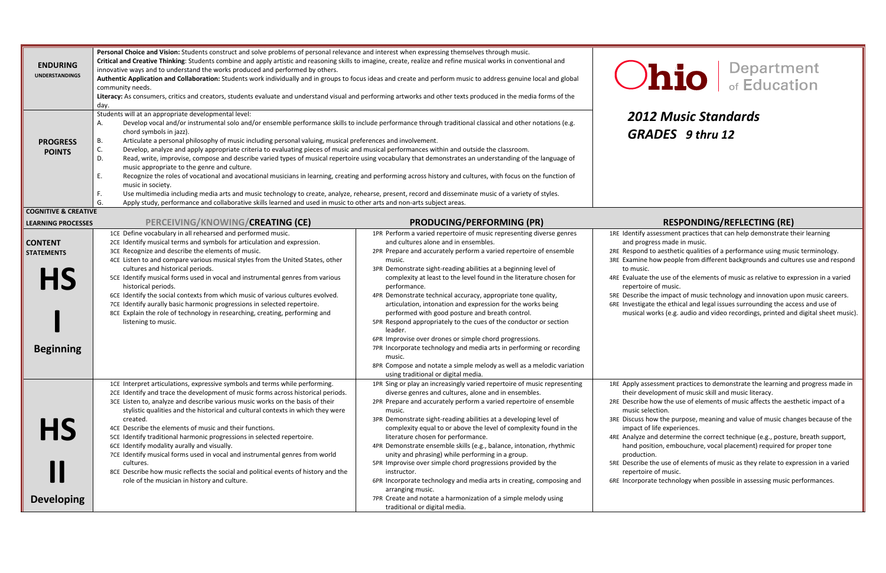# Ohio Department of Education

## *2012 Music Standards*
## *GRADES 9 thru 12*

| | | | |
|---|---|---|---|
| **ENDURING UNDERSTANDINGS** | **Personal Choice and Vision:** Students construct and solve problems of personal relevance and interest when expressing themselves through music.<br>**Critical and Creative Thinking**: Students combine and apply artistic and reasoning skills to imagine, create, realize and refine musical works in conventional and innovative ways and to understand the works produced and performed by others.<br>**Authentic Application and Collaboration:** Students work individually and in groups to focus ideas and create and perform music to address genuine local and global community needs.<br>**Literacy:** As consumers, critics and creators, students evaluate and understand visual and performing artworks and other texts produced in the media forms of the day. | | |
| **PROGRESS POINTS** | Students will at an appropriate developmental level:<br>A. Develop vocal and/or instrumental solo and/or ensemble performance skills to include performance through traditional classical and other notations (e.g. chord symbols in jazz).<br>B. Articulate a personal philosophy of music including personal valuing, musical preferences and involvement.<br>C. Develop, analyze and apply appropriate criteria to evaluating pieces of music and musical performances within and outside the classroom.<br>D. Read, write, improvise, compose and describe varied types of musical repertoire using vocabulary that demonstrates an understanding of the language of music appropriate to the genre and culture.<br>E. Recognize the roles of vocational and avocational musicians in learning, creating and performing across history and cultures, with focus on the function of music in society.<br>F. Use multimedia including media arts and music technology to create, analyze, rehearse, present, record and disseminate music of a variety of styles.<br>G. Apply study, performance and collaborative skills learned and used in music to other arts and non-arts subject areas. | | |
| **COGNITIVE & CREATIVE LEARNING PROCESSES** | **PERCEIVING/KNOWING/CREATING (CE)** | **PRODUCING/PERFORMING (PR)** | **RESPONDING/REFLECTING (RE)** |
| **CONTENT STATEMENTS**<br><br>**HS I Beginning** | 1CE Define vocabulary in all rehearsed and performed music.<br>2CE Identify musical terms and symbols for articulation and expression.<br>3CE Recognize and describe the elements of music.<br>4CE Listen to and compare various musical styles from the United States, other cultures and historical periods.<br>5CE Identify musical forms used in vocal and instrumental genres from various historical periods.<br>6CE Identify the social contexts from which music of various cultures evolved.<br>7CE Identify aurally basic harmonic progressions in selected repertoire.<br>8CE Explain the role of technology in researching, creating, performing and listening to music. | 1PR Perform a varied repertoire of music representing diverse genres and cultures alone and in ensembles.<br>2PR Prepare and accurately perform a varied repertoire of ensemble music.<br>3PR Demonstrate sight-reading abilities at a beginning level of complexity at least to the level found in the literature chosen for performance.<br>4PR Demonstrate technical accuracy, appropriate tone quality, articulation, intonation and expression for the works being performed with good posture and breath control.<br>5PR Respond appropriately to the cues of the conductor or section leader.<br>6PR Improvise over drones or simple chord progressions.<br>7PR Incorporate technology and media arts in performing or recording music.<br>8PR Compose and notate a simple melody as well as a melodic variation using traditional or digital media. | 1RE Identify assessment practices that can help demonstrate their learning and progress made in music.<br>2RE Respond to aesthetic qualities of a performance using music terminology.<br>3RE Examine how people from different backgrounds and cultures use and respond to music.<br>4RE Evaluate the use of the elements of music as relative to expression in a varied repertoire of music.<br>5RE Describe the impact of music technology and innovation upon music careers.<br>6RE Investigate the ethical and legal issues surrounding the access and use of musical works (e.g. audio and video recordings, printed and digital sheet music). |
| **HS II Developing** | 1CE Interpret articulations, expressive symbols and terms while performing.<br>2CE Identify and trace the development of music forms across historical periods.<br>3CE Listen to, analyze and describe various music works on the basis of their stylistic qualities and the historical and cultural contexts in which they were created.<br>4CE Describe the elements of music and their functions.<br>5CE Identify traditional harmonic progressions in selected repertoire.<br>6CE Identify modality aurally and visually.<br>7CE Identify musical forms used in vocal and instrumental genres from world cultures.<br>8CE Describe how music reflects the social and political events of history and the role of the musician in history and culture. | 1PR Sing or play an increasingly varied repertoire of music representing diverse genres and cultures, alone and in ensembles.<br>2PR Prepare and accurately perform a varied repertoire of ensemble music.<br>3PR Demonstrate sight-reading abilities at a developing level of complexity equal to or above the level of complexity found in the literature chosen for performance.<br>4PR Demonstrate ensemble skills (e.g., balance, intonation, rhythmic unity and phrasing) while performing in a group.<br>5PR Improvise over simple chord progressions provided by the instructor.<br>6PR Incorporate technology and media arts in creating, composing and arranging music.<br>7PR Create and notate a harmonization of a simple melody using traditional or digital media. | 1RE Apply assessment practices to demonstrate the learning and progress made in their development of music skill and music literacy.<br>2RE Describe how the use of elements of music affects the aesthetic impact of a music selection.<br>3RE Discuss how the purpose, meaning and value of music changes because of the impact of life experiences.<br>4RE Analyze and determine the correct technique (e.g., posture, breath support, hand position, embouchure, vocal placement) required for proper tone production.<br>5RE Describe the use of elements of music as they relate to expression in a varied repertoire of music.<br>6RE Incorporate technology when possible in assessing music performances. |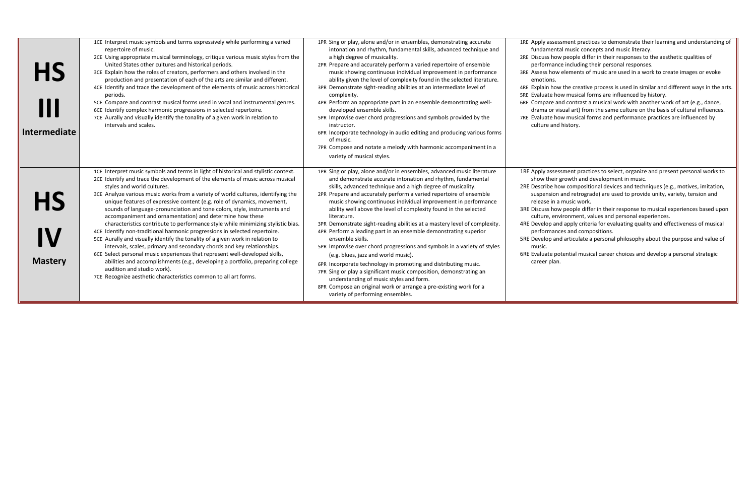| | | | |
|---|---|---|---|
| **HS III Intermediate** | 1CE Interpret music symbols and terms expressively while performing a varied repertoire of music.<br>2CE Using appropriate musical terminology, critique various music styles from the United States other cultures and historical periods.<br>3CE Explain how the roles of creators, performers and others involved in the production and presentation of each of the arts are similar and different.<br>4CE Identify and trace the development of the elements of music across historical periods.<br>5CE Compare and contrast musical forms used in vocal and instrumental genres.<br>6CE Identify complex harmonic progressions in selected repertoire.<br>7CE Aurally and visually identify the tonality of a given work in relation to intervals and scales. | 1PR Sing or play, alone and/or in ensembles, demonstrating accurate intonation and rhythm, fundamental skills, advanced technique and a high degree of musicality.<br>2PR Prepare and accurately perform a varied repertoire of ensemble music showing continuous individual improvement in performance ability given the level of complexity found in the selected literature.<br>3PR Demonstrate sight-reading abilities at an intermediate level of complexity.<br>4PR Perform an appropriate part in an ensemble demonstrating well-developed ensemble skills.<br>5PR Improvise over chord progressions and symbols provided by the instructor.<br>6PR Incorporate technology in audio editing and producing various forms of music.<br>7PR Compose and notate a melody with harmonic accompaniment in a variety of musical styles. | 1RE Apply assessment practices to demonstrate their learning and understanding of fundamental music concepts and music literacy.<br>2RE Discuss how people differ in their responses to the aesthetic qualities of performance including their personal responses.<br>3RE Assess how elements of music are used in a work to create images or evoke emotions.<br>4RE Explain how the creative process is used in similar and different ways in the arts.<br>5RE Evaluate how musical forms are influenced by history.<br>6RE Compare and contrast a musical work with another work of art (e.g., dance, drama or visual art) from the same culture on the basis of cultural influences.<br>7RE Evaluate how musical forms and performance practices are influenced by culture and history. |
| **HS IV Mastery** | 1CE Interpret music symbols and terms in light of historical and stylistic context.<br>2CE Identify and trace the development of the elements of music across musical styles and world cultures.<br>3CE Analyze various music works from a variety of world cultures, identifying the unique features of expressive content (e.g. role of dynamics, movement, sounds of language-pronunciation and tone colors, style, instruments and accompaniment and ornamentation) and determine how these characteristics contribute to performance style while minimizing stylistic bias.<br>4CE Identify non-traditional harmonic progressions in selected repertoire.<br>5CE Aurally and visually identify the tonality of a given work in relation to intervals, scales, primary and secondary chords and key relationships.<br>6CE Select personal music experiences that represent well-developed skills, abilities and accomplishments (e.g., developing a portfolio, preparing college audition and studio work).<br>7CE Recognize aesthetic characteristics common to all art forms. | 1PR Sing or play, alone and/or in ensembles, advanced music literature and demonstrate accurate intonation and rhythm, fundamental skills, advanced technique and a high degree of musicality.<br>2PR Prepare and accurately perform a varied repertoire of ensemble music showing continuous individual improvement in performance ability well above the level of complexity found in the selected literature.<br>3PR Demonstrate sight-reading abilities at a mastery level of complexity.<br>4PR Perform a leading part in an ensemble demonstrating superior ensemble skills.<br>5PR Improvise over chord progressions and symbols in a variety of styles (e.g. blues, jazz and world music).<br>6PR Incorporate technology in promoting and distributing music.<br>7PR Sing or play a significant music composition, demonstrating an understanding of music styles and form.<br>8PR Compose an original work or arrange a pre-existing work for a variety of performing ensembles. | 1RE Apply assessment practices to select, organize and present personal works to show their growth and development in music.<br>2RE Describe how compositional devices and techniques (e.g., motives, imitation, suspension and retrograde) are used to provide unity, variety, tension and release in a music work.<br>3RE Discuss how people differ in their response to musical experiences based upon culture, environment, values and personal experiences.<br>4RE Develop and apply criteria for evaluating quality and effectiveness of musical performances and compositions.<br>5RE Develop and articulate a personal philosophy about the purpose and value of music.<br>6RE Evaluate potential musical career choices and develop a personal strategic career plan. |